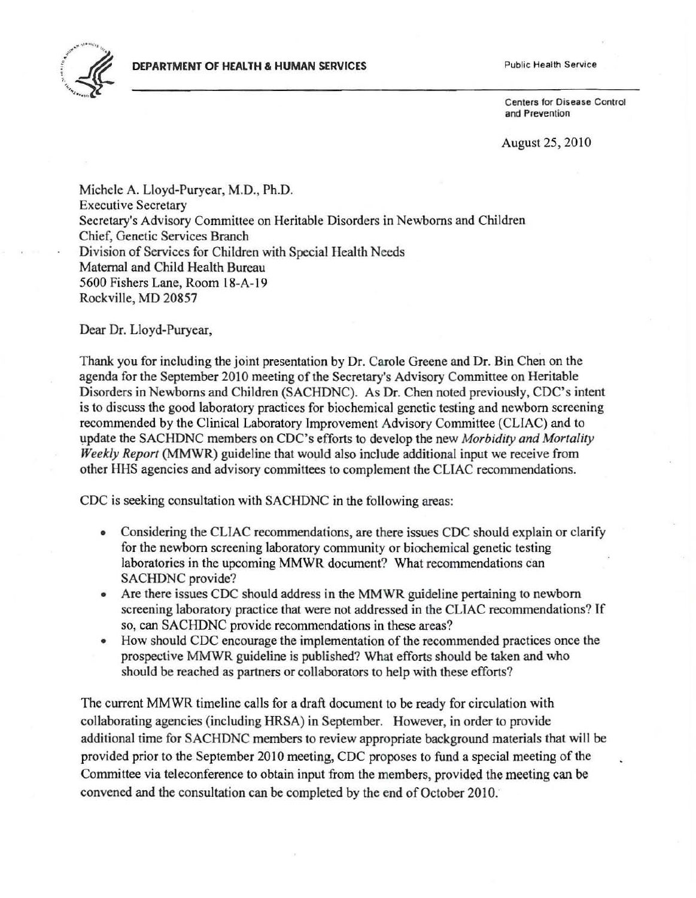**DEPARTMENT OF HEALTH & HUMAN SERVICES**

Public Health Service

Centers for Disease Control and Prevention

August 25, 2010

Michele A. Lloyd-Puryear, M.D., Ph.D.
Executive Secretary
Secretary's Advisory Committee on Heritable Disorders in Newborns and Children
Chief, Genetic Services Branch
Division of Services for Children with Special Health Needs
Maternal and Child Health Bureau
5600 Fishers Lane, Room 18-A-19
Rockville, MD 20857

Dear Dr. Lloyd-Puryear,

Thank you for including the joint presentation by Dr. Carole Greene and Dr. Bin Chen on the agenda for the September 2010 meeting of the Secretary's Advisory Committee on Heritable Disorders in Newborns and Children (SACHDNC). As Dr. Chen noted previously, CDC's intent is to discuss the good laboratory practices for biochemical genetic testing and newborn screening recommended by the Clinical Laboratory Improvement Advisory Committee (CLIAC) and to update the SACHDNC members on CDC's efforts to develop the new *Morbidity and Mortality Weekly Report* (MMWR) guideline that would also include additional input we receive from other HHS agencies and advisory committees to complement the CLIAC recommendations.

CDC is seeking consultation with SACHDNC in the following areas:

- Considering the CLIAC recommendations, are there issues CDC should explain or clarify for the newborn screening laboratory community or biochemical genetic testing laboratories in the upcoming MMWR document? What recommendations can SACHDNC provide?
- Are there issues CDC should address in the MMWR guideline pertaining to newborn screening laboratory practice that were not addressed in the CLIAC recommendations? If so, can SACHDNC provide recommendations in these areas?
- How should CDC encourage the implementation of the recommended practices once the prospective MMWR guideline is published? What efforts should be taken and who should be reached as partners or collaborators to help with these efforts?

The current MMWR timeline calls for a draft document to be ready for circulation with collaborating agencies (including HRSA) in September. However, in order to provide additional time for SACHDNC members to review appropriate background materials that will be provided prior to the September 2010 meeting, CDC proposes to fund a special meeting of the Committee via teleconference to obtain input from the members, provided the meeting can be convened and the consultation can be completed by the end of October 2010.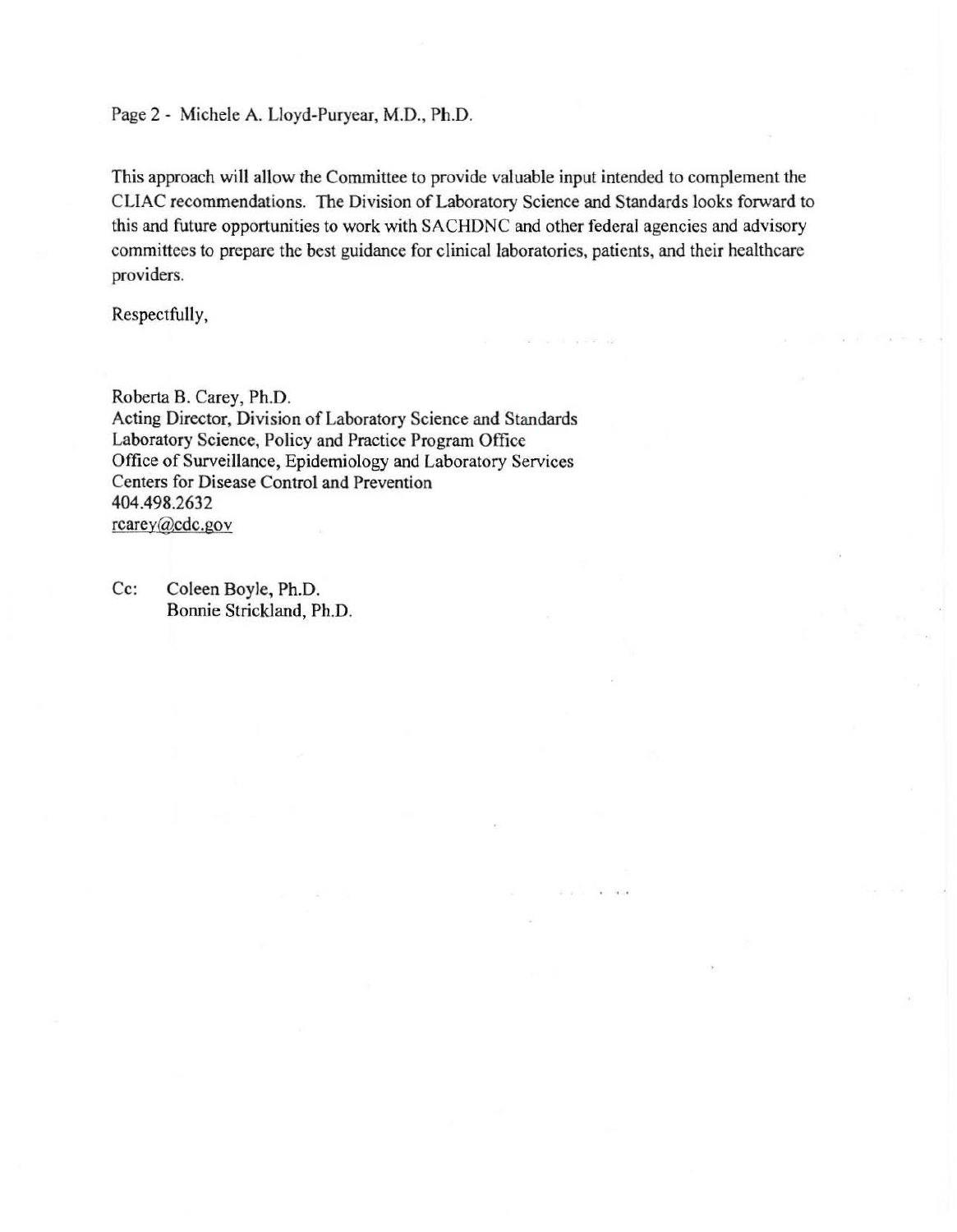This approach will allow the Committee to provide valuable input intended to complement the CLIAC recommendations. The Division of Laboratory Science and Standards looks forward to this and future opportunities to work with SACHDNC and other federal agencies and advisory committees to prepare the best guidance for clinical laboratories, patients, and their healthcare providers.

Respectfully,

Roberta B. Carey, Ph.D.
Acting Director, Division of Laboratory Science and Standards
Laboratory Science, Policy and Practice Program Office
Office of Surveillance, Epidemiology and Laboratory Services
Centers for Disease Control and Prevention
404.498.2632
rcarey@cdc.gov

Cc: Coleen Boyle, Ph.D.
Bonnie Strickland, Ph.D.